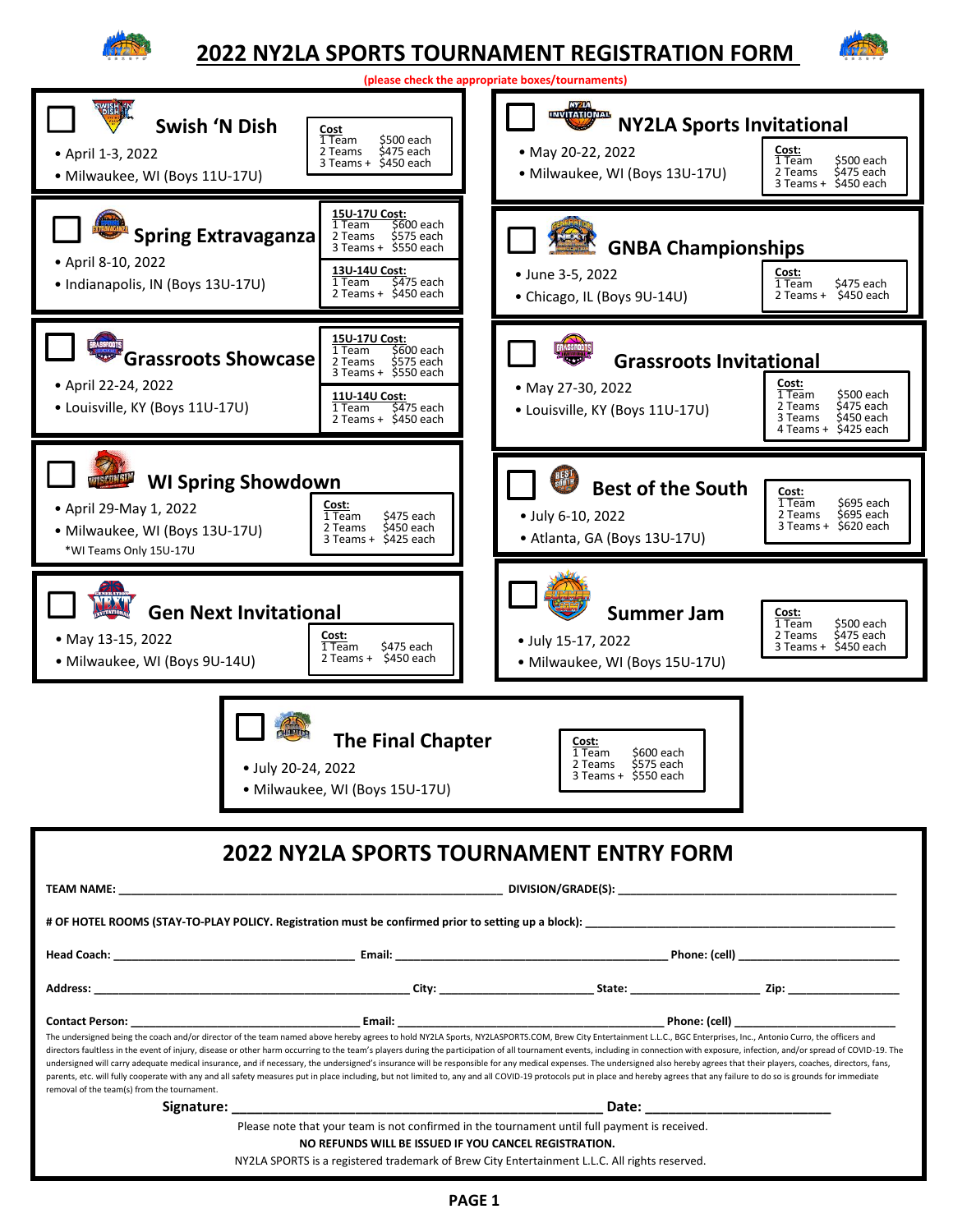# 2022 NY2LA SPORTS TOURNAMENT REGISTRATION FORM

(please check the appropriate boxes/tournaments)

## ☐ Swish 'N Dish

- April 1-3, 2022
- Milwaukee, WI (Boys 11U-17U)

| Cost | |
|---|---|
| 1 Team | $500 each |
| 2 Teams | $475 each |
| 3 Teams + | $450 each |

## ☐ NY2LA Sports Invitational

- May 20-22, 2022
- Milwaukee, WI (Boys 13U-17U)

| Cost: | |
|---|---|
| 1 Team | $500 each |
| 2 Teams | $475 each |
| 3 Teams + | $450 each |

## ☐ Spring Extravaganza

- April 8-10, 2022
- Indianapolis, IN (Boys 13U-17U)

| 15U-17U Cost: | |
|---|---|
| 1 Team | $600 each |
| 2 Teams | $575 each |
| 3 Teams + | $550 each |

| 13U-14U Cost: | |
|---|---|
| 1 Team | $475 each |
| 2 Teams + | $450 each |

## ☐ GNBA Championships

- June 3-5, 2022
- Chicago, IL (Boys 9U-14U)

| Cost: | |
|---|---|
| 1 Team | $475 each |
| 2 Teams + | $450 each |

## ☐ Grassroots Showcase

- April 22-24, 2022
- Louisville, KY (Boys 11U-17U)

| 15U-17U Cost: | |
|---|---|
| 1 Team | $600 each |
| 2 Teams | $575 each |
| 3 Teams + | $550 each |

| 11U-14U Cost: | |
|---|---|
| 1 Team | $475 each |
| 2 Teams + | $450 each |

## ☐ Grassroots Invitational

- May 27-30, 2022
- Louisville, KY (Boys 11U-17U)

| Cost: | |
|---|---|
| 1 Team | $500 each |
| 2 Teams | $475 each |
| 3 Teams | $450 each |
| 4 Teams + | $425 each |

## ☐ WI Spring Showdown

- April 29-May 1, 2022
- Milwaukee, WI (Boys 13U-17U)

*WI Teams Only 15U-17U

| Cost: | |
|---|---|
| 1 Team | $475 each |
| 2 Teams | $450 each |
| 3 Teams + | $425 each |

## ☐ Best of the South

- July 6-10, 2022
- Atlanta, GA (Boys 13U-17U)

| Cost: | |
|---|---|
| 1 Team | $695 each |
| 2 Teams | $695 each |
| 3 Teams + | $620 each |

## ☐ Gen Next Invitational

- May 13-15, 2022
- Milwaukee, WI (Boys 9U-14U)

| Cost: | |
|---|---|
| 1 Team | $475 each |
| 2 Teams + | $450 each |

## ☐ Summer Jam

- July 15-17, 2022
- Milwaukee, WI (Boys 15U-17U)

| Cost: | |
|---|---|
| 1 Team | $500 each |
| 2 Teams | $475 each |
| 3 Teams + | $450 each |

## ☐ The Final Chapter

- July 20-24, 2022
- Milwaukee, WI (Boys 15U-17U)

| Cost: | |
|---|---|
| 1 Team | $600 each |
| 2 Teams | $575 each |
| 3 Teams + | $550 each |

# 2022 NY2LA SPORTS TOURNAMENT ENTRY FORM

**TEAM NAME:** ______________________________ **DIVISION/GRADE(S):** ______________________________

**# OF HOTEL ROOMS (STAY-TO-PLAY POLICY. Registration must be confirmed prior to setting up a block):** ______________________________

**Head Coach:** ____________________ **Email:** ____________________ **Phone: (cell)** ____________________

**Address:** ____________________ **City:** ____________________ **State:** ____________ **Zip:** ____________

**Contact Person:** ____________________ **Email:** ____________________ **Phone: (cell)** ____________________

The undersigned being the coach and/or director of the team named above hereby agrees to hold NY2LA Sports, NY2LASPORTS.COM, Brew City Entertainment L.L.C., BGC Enterprises, Inc., Antonio Curro, the officers and directors faultless in the event of injury, disease or other harm occurring to the team's players during the participation of all tournament events, including in connection with exposure, infection, and/or spread of COVID-19. The undersigned will carry adequate medical insurance, and if necessary, the undersigned's insurance will be responsible for any medical expenses. The undersigned also hereby agrees that their players, coaches, directors, fans, parents, etc. will fully cooperate with any and all safety measures put in place including, but not limited to, any and all COVID-19 protocols put in place and hereby agrees that any failure to do so is grounds for immediate removal of the team(s) from the tournament.

**Signature:** ______________________________ **Date:** ____________________

Please note that your team is not confirmed in the tournament until full payment is received.

**NO REFUNDS WILL BE ISSUED IF YOU CANCEL REGISTRATION.**

NY2LA SPORTS is a registered trademark of Brew City Entertainment L.L.C. All rights reserved.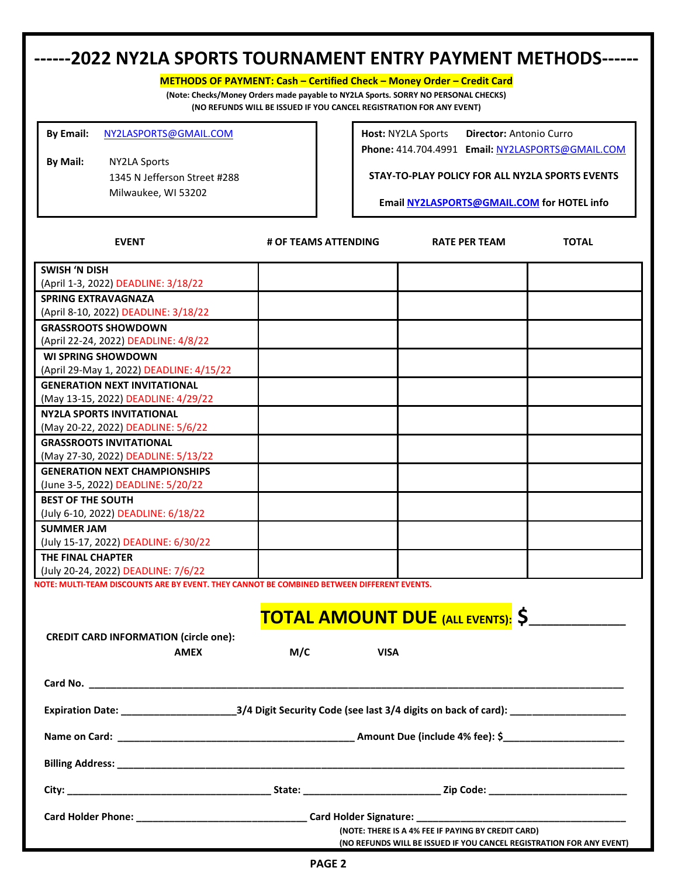# ------2022 NY2LA SPORTS TOURNAMENT ENTRY PAYMENT METHODS------

**METHODS OF PAYMENT: Cash – Certified Check – Money Order – Credit Card**

**(Note: Checks/Money Orders made payable to NY2LA Sports. SORRY NO PERSONAL CHECKS)**
**(NO REFUNDS WILL BE ISSUED IF YOU CANCEL REGISTRATION FOR ANY EVENT)**

**By Email:** NY2LASPORTS@GMAIL.COM

**By Mail:** NY2LA Sports
1345 N Jefferson Street #288
Milwaukee, WI 53202

**Host:** NY2LA Sports **Director:** Antonio Curro
**Phone:** 414.704.4991 **Email:** NY2LASPORTS@GMAIL.COM

**STAY-TO-PLAY POLICY FOR ALL NY2LA SPORTS EVENTS**

**Email NY2LASPORTS@GMAIL.COM for HOTEL info**

| EVENT | # OF TEAMS ATTENDING | RATE PER TEAM | TOTAL |
|---|---|---|---|
| **SWISH 'N DISH** (April 1-3, 2022) DEADLINE: 3/18/22 | | | |
| **SPRING EXTRAVAGNAZA** (April 8-10, 2022) DEADLINE: 3/18/22 | | | |
| **GRASSROOTS SHOWDOWN** (April 22-24, 2022) DEADLINE: 4/8/22 | | | |
| **WI SPRING SHOWDOWN** (April 29-May 1, 2022) DEADLINE: 4/15/22 | | | |
| **GENERATION NEXT INVITATIONAL** (May 13-15, 2022) DEADLINE: 4/29/22 | | | |
| **NY2LA SPORTS INVITATIONAL** (May 20-22, 2022) DEADLINE: 5/6/22 | | | |
| **GRASSROOTS INVITATIONAL** (May 27-30, 2022) DEADLINE: 5/13/22 | | | |
| **GENERATION NEXT CHAMPIONSHIPS** (June 3-5, 2022) DEADLINE: 5/20/22 | | | |
| **BEST OF THE SOUTH** (July 6-10, 2022) DEADLINE: 6/18/22 | | | |
| **SUMMER JAM** (July 15-17, 2022) DEADLINE: 6/30/22 | | | |
| **THE FINAL CHAPTER** (July 20-24, 2022) DEADLINE: 7/6/22 | | | |

**NOTE: MULTI-TEAM DISCOUNTS ARE BY EVENT. THEY CANNOT BE COMBINED BETWEEN DIFFERENT EVENTS.**

## TOTAL AMOUNT DUE (ALL EVENTS): $____________

**CREDIT CARD INFORMATION (circle one):**

**AMEX** **M/C** **VISA**

**Card No.** ______________________________________________________________

**Expiration Date:** ____________________ **3/4 Digit Security Code (see last 3/4 digits on back of card):** ____________________

**Name on Card:** ________________________________________ **Amount Due (include 4% fee): $**______________________

**Billing Address:** ______________________________________________________________

**City:** ____________________________________ **State:** ________________________ **Zip Code:** ________________________

**Card Holder Phone:** ______________________________ **Card Holder Signature:** ________________________________________

**(NOTE: THERE IS A 4% FEE IF PAYING BY CREDIT CARD)**
**(NO REFUNDS WILL BE ISSUED IF YOU CANCEL REGISTRATION FOR ANY EVENT)**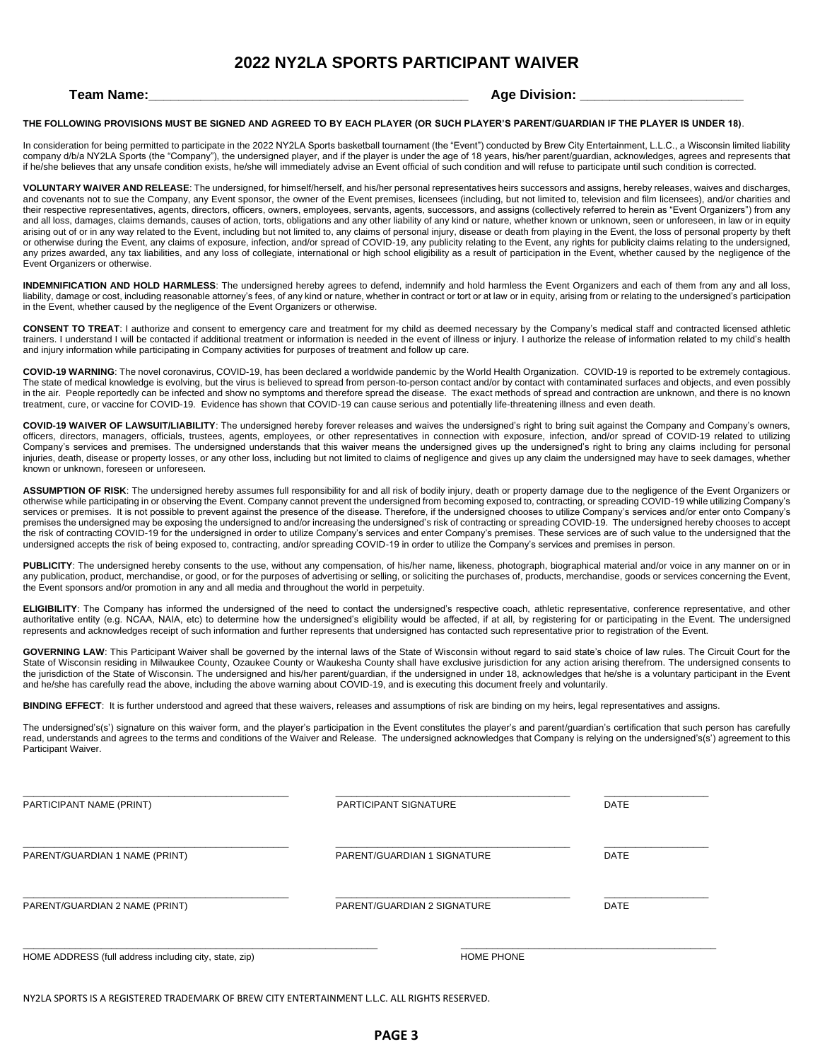# 2022 NY2LA SPORTS PARTICIPANT WAIVER

**Team Name:**_____________________________________________ **Age Division:** ______________________

**THE FOLLOWING PROVISIONS MUST BE SIGNED AND AGREED TO BY EACH PLAYER (OR SUCH PLAYER'S PARENT/GUARDIAN IF THE PLAYER IS UNDER 18)**.

In consideration for being permitted to participate in the 2022 NY2LA Sports basketball tournament (the "Event") conducted by Brew City Entertainment, L.L.C., a Wisconsin limited liability company d/b/a NY2LA Sports (the "Company"), the undersigned player, and if the player is under the age of 18 years, his/her parent/guardian, acknowledges, agrees and represents that if he/she believes that any unsafe condition exists, he/she will immediately advise an Event official of such condition and will refuse to participate until such condition is corrected.

**VOLUNTARY WAIVER AND RELEASE**: The undersigned, for himself/herself, and his/her personal representatives heirs successors and assigns, hereby releases, waives and discharges, and covenants not to sue the Company, any Event sponsor, the owner of the Event premises, licensees (including, but not limited to, television and film licensees), and/or charities and their respective representatives, agents, directors, officers, owners, employees, servants, agents, successors, and assigns (collectively referred to herein as "Event Organizers") from any and all loss, damages, claims demands, causes of action, torts, obligations and any other liability of any kind or nature, whether known or unknown, seen or unforeseen, in law or in equity arising out of or in any way related to the Event, including but not limited to, any claims of personal injury, disease or death from playing in the Event, the loss of personal property by theft or otherwise during the Event, any claims of exposure, infection, and/or spread of COVID-19, any publicity relating to the Event, any rights for publicity claims relating to the undersigned, any prizes awarded, any tax liabilities, and any loss of collegiate, international or high school eligibility as a result of participation in the Event, whether caused by the negligence of the Event Organizers or otherwise.

**INDEMNIFICATION AND HOLD HARMLESS**: The undersigned hereby agrees to defend, indemnify and hold harmless the Event Organizers and each of them from any and all loss, liability, damage or cost, including reasonable attorney's fees, of any kind or nature, whether in contract or tort or at law or in equity, arising from or relating to the undersigned's participation in the Event, whether caused by the negligence of the Event Organizers or otherwise.

**CONSENT TO TREAT**: I authorize and consent to emergency care and treatment for my child as deemed necessary by the Company's medical staff and contracted licensed athletic trainers. I understand I will be contacted if additional treatment or information is needed in the event of illness or injury. I authorize the release of information related to my child's health and injury information while participating in Company activities for purposes of treatment and follow up care.

**COVID-19 WARNING**: The novel coronavirus, COVID-19, has been declared a worldwide pandemic by the World Health Organization. COVID-19 is reported to be extremely contagious. The state of medical knowledge is evolving, but the virus is believed to spread from person-to-person contact and/or by contact with contaminated surfaces and objects, and even possibly in the air. People reportedly can be infected and show no symptoms and therefore spread the disease. The exact methods of spread and contraction are unknown, and there is no known treatment, cure, or vaccine for COVID-19. Evidence has shown that COVID-19 can cause serious and potentially life-threatening illness and even death.

**COVID-19 WAIVER OF LAWSUIT/LIABILITY**: The undersigned hereby forever releases and waives the undersigned's right to bring suit against the Company and Company's owners, officers, directors, managers, officials, trustees, agents, employees, or other representatives in connection with exposure, infection, and/or spread of COVID-19 related to utilizing Company's services and premises. The undersigned understands that this waiver means the undersigned gives up the undersigned's right to bring any claims including for personal injuries, death, disease or property losses, or any other loss, including but not limited to claims of negligence and gives up any claim the undersigned may have to seek damages, whether known or unknown, foreseen or unforeseen.

**ASSUMPTION OF RISK**: The undersigned hereby assumes full responsibility for and all risk of bodily injury, death or property damage due to the negligence of the Event Organizers or otherwise while participating in or observing the Event. Company cannot prevent the undersigned from becoming exposed to, contracting, or spreading COVID-19 while utilizing Company's services or premises. It is not possible to prevent against the presence of the disease. Therefore, if the undersigned chooses to utilize Company's services and/or enter onto Company's premises the undersigned may be exposing the undersigned to and/or increasing the undersigned's risk of contracting or spreading COVID-19. The undersigned hereby chooses to accept the risk of contracting COVID-19 for the undersigned in order to utilize Company's services and enter Company's premises. These services are of such value to the undersigned that the undersigned accepts the risk of being exposed to, contracting, and/or spreading COVID-19 in order to utilize the Company's services and premises in person.

**PUBLICITY**: The undersigned hereby consents to the use, without any compensation, of his/her name, likeness, photograph, biographical material and/or voice in any manner on or in any publication, product, merchandise, or good, or for the purposes of advertising or selling, or soliciting the purchases of, products, merchandise, goods or services concerning the Event, the Event sponsors and/or promotion in any and all media and throughout the world in perpetuity.

**ELIGIBILITY**: The Company has informed the undersigned of the need to contact the undersigned's respective coach, athletic representative, conference representative, and other authoritative entity (e.g. NCAA, NAIA, etc) to determine how the undersigned's eligibility would be affected, if at all, by registering for or participating in the Event. The undersigned represents and acknowledges receipt of such information and further represents that undersigned has contacted such representative prior to registration of the Event.

**GOVERNING LAW**: This Participant Waiver shall be governed by the internal laws of the State of Wisconsin without regard to said state's choice of law rules. The Circuit Court for the State of Wisconsin residing in Milwaukee County, Ozaukee County or Waukesha County shall have exclusive jurisdiction for any action arising therefrom. The undersigned consents to the jurisdiction of the State of Wisconsin. The undersigned and his/her parent/guardian, if the undersigned in under 18, acknowledges that he/she is a voluntary participant in the Event and he/she has carefully read the above, including the above warning about COVID-19, and is executing this document freely and voluntarily.

**BINDING EFFECT**: It is further understood and agreed that these waivers, releases and assumptions of risk are binding on my heirs, legal representatives and assigns.

The undersigned's(s') signature on this waiver form, and the player's participation in the Event constitutes the player's and parent/guardian's certification that such person has carefully read, understands and agrees to the terms and conditions of the Waiver and Release. The undersigned acknowledges that Company is relying on the undersigned's(s') agreement to this Participant Waiver.

| | | |
|---|---|---|
| ______________________________ | ______________________________ | ____________ |
| PARTICIPANT NAME (PRINT) | PARTICIPANT SIGNATURE | DATE |
| ______________________________ | ______________________________ | ____________ |
| PARENT/GUARDIAN 1 NAME (PRINT) | PARENT/GUARDIAN 1 SIGNATURE | DATE |
| ______________________________ | ______________________________ | ____________ |
| PARENT/GUARDIAN 2 NAME (PRINT) | PARENT/GUARDIAN 2 SIGNATURE | DATE |

| | |
|---|---|
| ________________________________________ | ______________________________ |
| HOME ADDRESS (full address including city, state, zip) | HOME PHONE |

NY2LA SPORTS IS A REGISTERED TRADEMARK OF BREW CITY ENTERTAINMENT L.L.C. ALL RIGHTS RESERVED.